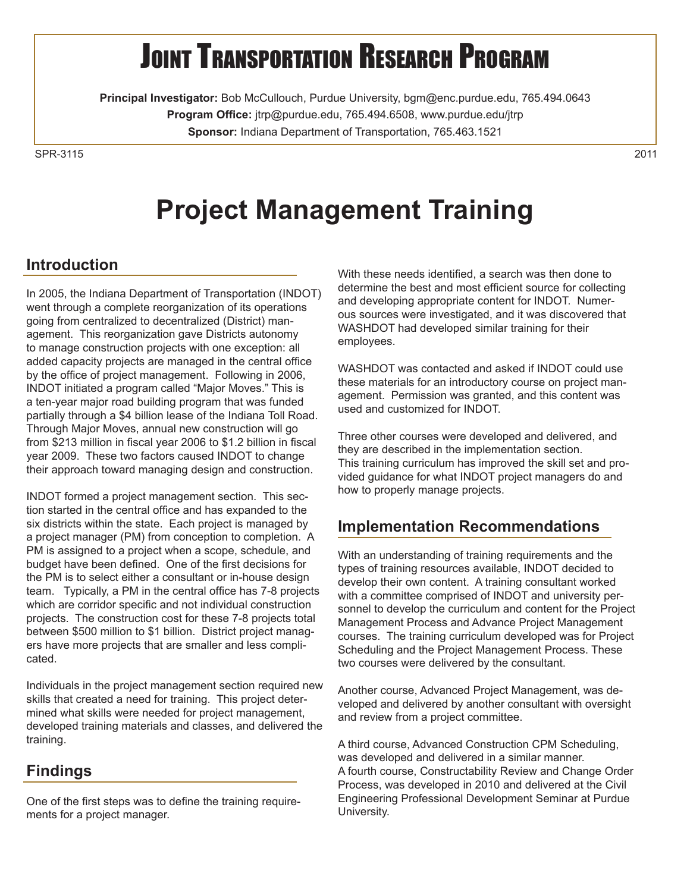# Joint Transportation Research Program

**Principal Investigator:** Bob McCullouch, Purdue University, bgm@enc.purdue.edu, 765.494.0643

**Program Office:** jtrp@purdue.edu, 765.494.6508, www.purdue.edu/jtrp

**Sponsor:** Indiana Department of Transportation, 765.463.1521

SPR-3115 2011

# Project Management Training

## Introduction

In 2005, the Indiana Department of Transportation (INDOT) went through a complete reorganization of its operations going from centralized to decentralized (District) management. This reorganization gave Districts autonomy to manage construction projects with one exception: all added capacity projects are managed in the central office by the office of project management. Following in 2006, INDOT initiated a program called "Major Moves." This is a ten-year major road building program that was funded partially through a $4 billion lease of the Indiana Toll Road. Through Major Moves, annual new construction will go from $213 million in fiscal year 2006 to $1.2 billion in fiscal year 2009. These two factors caused INDOT to change their approach toward managing design and construction.

INDOT formed a project management section. This section started in the central office and has expanded to the six districts within the state. Each project is managed by a project manager (PM) from conception to completion. A PM is assigned to a project when a scope, schedule, and budget have been defined. One of the first decisions for the PM is to select either a consultant or in-house design team. Typically, a PM in the central office has 7-8 projects which are corridor specific and not individual construction projects. The construction cost for these 7-8 projects total between $500 million to $1 billion. District project managers have more projects that are smaller and less complicated.

Individuals in the project management section required new skills that created a need for training. This project determined what skills were needed for project management, developed training materials and classes, and delivered the training.

## Findings

One of the first steps was to define the training requirements for a project manager.

With these needs identified, a search was then done to determine the best and most efficient source for collecting and developing appropriate content for INDOT. Numerous sources were investigated, and it was discovered that WASHDOT had developed similar training for their employees.

WASHDOT was contacted and asked if INDOT could use these materials for an introductory course on project management. Permission was granted, and this content was used and customized for INDOT.

Three other courses were developed and delivered, and they are described in the implementation section. This training curriculum has improved the skill set and provided guidance for what INDOT project managers do and how to properly manage projects.

## Implementation Recommendations

With an understanding of training requirements and the types of training resources available, INDOT decided to develop their own content. A training consultant worked with a committee comprised of INDOT and university personnel to develop the curriculum and content for the Project Management Process and Advance Project Management courses. The training curriculum developed was for Project Scheduling and the Project Management Process. These two courses were delivered by the consultant.

Another course, Advanced Project Management, was developed and delivered by another consultant with oversight and review from a project committee.

A third course, Advanced Construction CPM Scheduling, was developed and delivered in a similar manner. A fourth course, Constructability Review and Change Order Process, was developed in 2010 and delivered at the Civil Engineering Professional Development Seminar at Purdue University.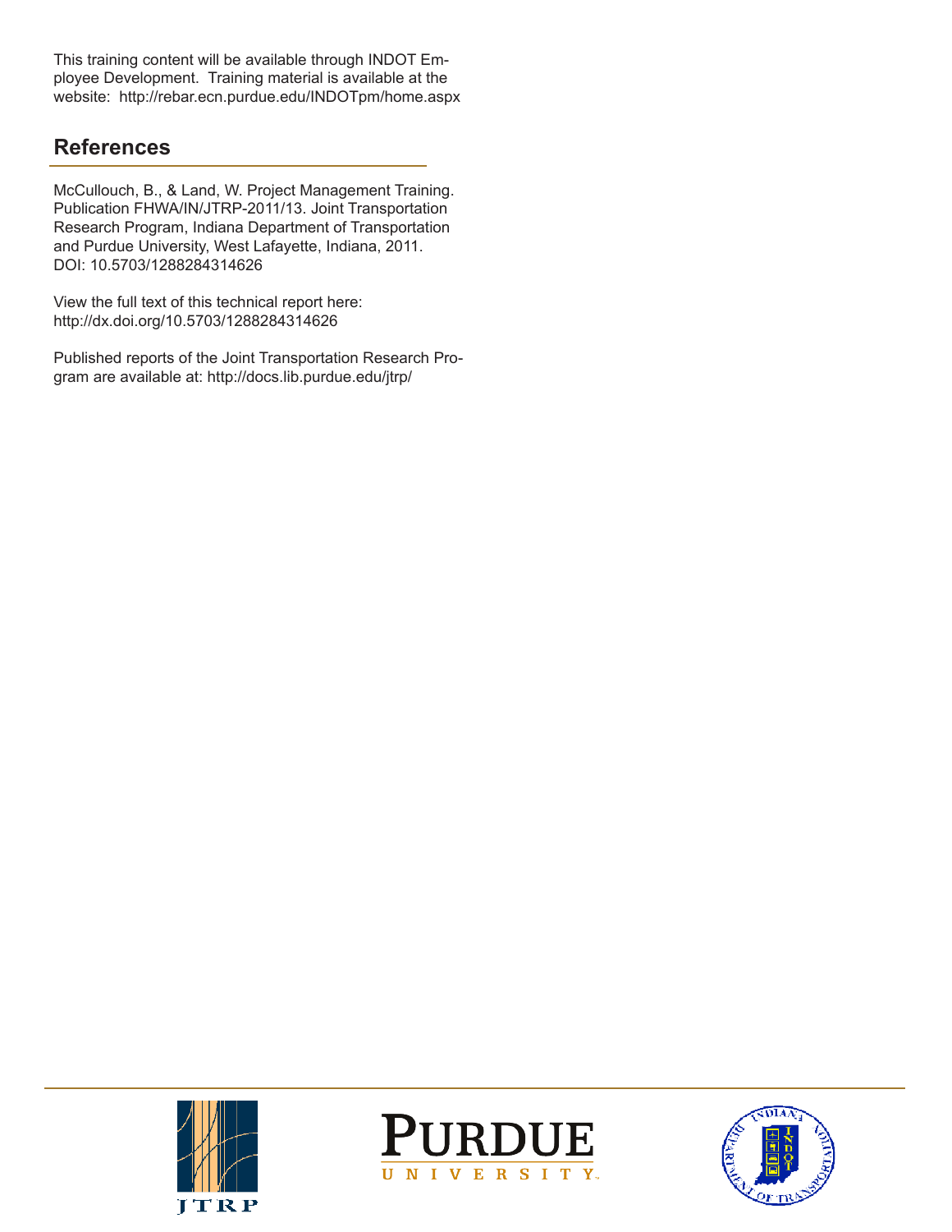This training content will be available through INDOT Employee Development. Training material is available at the website: http://rebar.ecn.purdue.edu/INDOTpm/home.aspx

## References

McCullouch, B., & Land, W. Project Management Training. Publication FHWA/IN/JTRP-2011/13. Joint Transportation Research Program, Indiana Department of Transportation and Purdue University, West Lafayette, Indiana, 2011. DOI: 10.5703/1288284314626

View the full text of this technical report here: http://dx.doi.org/10.5703/1288284314626

Published reports of the Joint Transportation Research Program are available at: http://docs.lib.purdue.edu/jtrp/